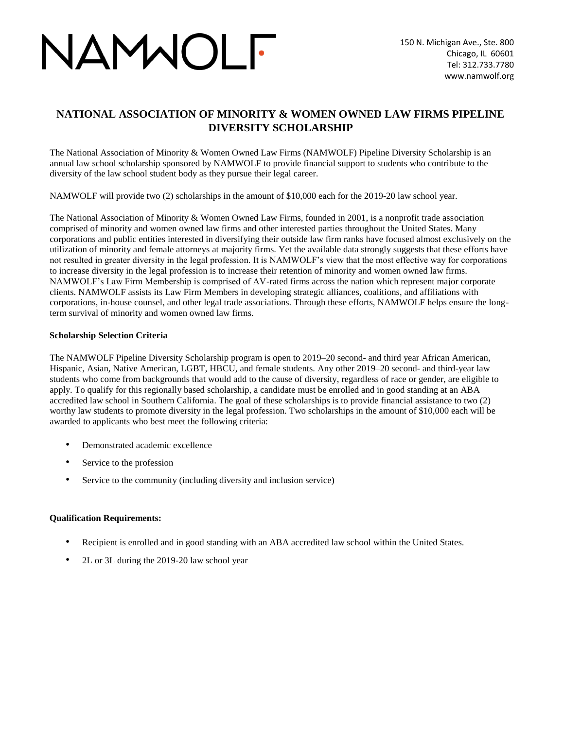# NAMWOLF

150 N. Michigan Ave., Ste. 800
Chicago, IL 60601
Tel: 312.733.7780
www.namwolf.org

## NATIONAL ASSOCIATION OF MINORITY & WOMEN OWNED LAW FIRMS PIPELINE DIVERSITY SCHOLARSHIP

The National Association of Minority & Women Owned Law Firms (NAMWOLF) Pipeline Diversity Scholarship is an annual law school scholarship sponsored by NAMWOLF to provide financial support to students who contribute to the diversity of the law school student body as they pursue their legal career.

NAMWOLF will provide two (2) scholarships in the amount of $10,000 each for the 2019-20 law school year.

The National Association of Minority & Women Owned Law Firms, founded in 2001, is a nonprofit trade association comprised of minority and women owned law firms and other interested parties throughout the United States. Many corporations and public entities interested in diversifying their outside law firm ranks have focused almost exclusively on the utilization of minority and female attorneys at majority firms. Yet the available data strongly suggests that these efforts have not resulted in greater diversity in the legal profession. It is NAMWOLF's view that the most effective way for corporations to increase diversity in the legal profession is to increase their retention of minority and women owned law firms. NAMWOLF's Law Firm Membership is comprised of AV-rated firms across the nation which represent major corporate clients. NAMWOLF assists its Law Firm Members in developing strategic alliances, coalitions, and affiliations with corporations, in-house counsel, and other legal trade associations. Through these efforts, NAMWOLF helps ensure the long-term survival of minority and women owned law firms.

**Scholarship Selection Criteria**

The NAMWOLF Pipeline Diversity Scholarship program is open to 2019–20 second- and third year African American, Hispanic, Asian, Native American, LGBT, HBCU, and female students. Any other 2019–20 second- and third-year law students who come from backgrounds that would add to the cause of diversity, regardless of race or gender, are eligible to apply. To qualify for this regionally based scholarship, a candidate must be enrolled and in good standing at an ABA accredited law school in Southern California. The goal of these scholarships is to provide financial assistance to two (2) worthy law students to promote diversity in the legal profession. Two scholarships in the amount of $10,000 each will be awarded to applicants who best meet the following criteria:

- Demonstrated academic excellence
- Service to the profession
- Service to the community (including diversity and inclusion service)

**Qualification Requirements:**

- Recipient is enrolled and in good standing with an ABA accredited law school within the United States.
- 2L or 3L during the 2019-20 law school year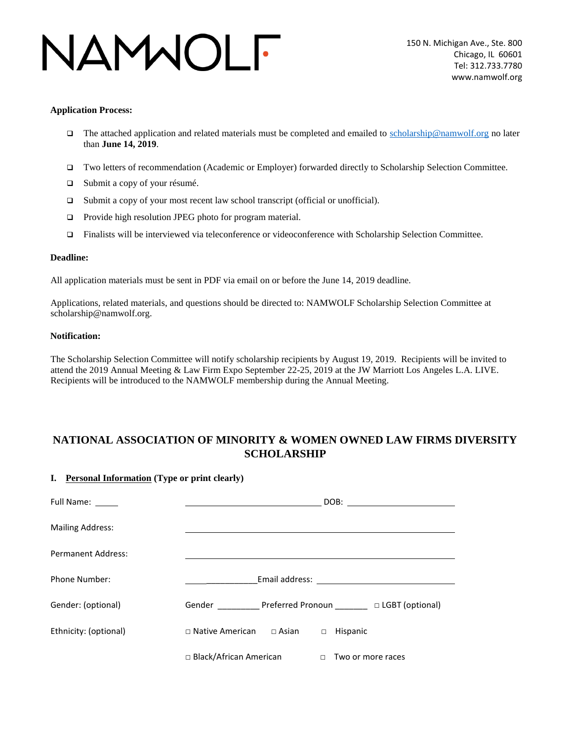NAMWOLF

150 N. Michigan Ave., Ste. 800
Chicago, IL 60601
Tel: 312.733.7780
www.namwolf.org

**Application Process:**

- ❑ The attached application and related materials must be completed and emailed to scholarship@namwolf.org no later than **June 14, 2019**.
- ❑ Two letters of recommendation (Academic or Employer) forwarded directly to Scholarship Selection Committee.
- ❑ Submit a copy of your résumé.
- ❑ Submit a copy of your most recent law school transcript (official or unofficial).
- ❑ Provide high resolution JPEG photo for program material.
- ❑ Finalists will be interviewed via teleconference or videoconference with Scholarship Selection Committee.

**Deadline:**

All application materials must be sent in PDF via email on or before the June 14, 2019 deadline.

Applications, related materials, and questions should be directed to: NAMWOLF Scholarship Selection Committee at scholarship@namwolf.org.

**Notification:**

The Scholarship Selection Committee will notify scholarship recipients by August 19, 2019. Recipients will be invited to attend the 2019 Annual Meeting & Law Firm Expo September 22-25, 2019 at the JW Marriott Los Angeles L.A. LIVE. Recipients will be introduced to the NAMWOLF membership during the Annual Meeting.

## NATIONAL ASSOCIATION OF MINORITY & WOMEN OWNED LAW FIRMS DIVERSITY SCHOLARSHIP

**I. Personal Information (Type or print clearly)**

Full Name: ______________________________ DOB: ________________________

Mailing Address: ____________________________________________________________

Permanent Address: __________________________________________________________

Phone Number: ________________ Email address: ________________________________

Gender: (optional) Gender _________ Preferred Pronoun _______ □ LGBT (optional)

Ethnicity: (optional) □ Native American □ Asian □ Hispanic

□ Black/African American □ Two or more races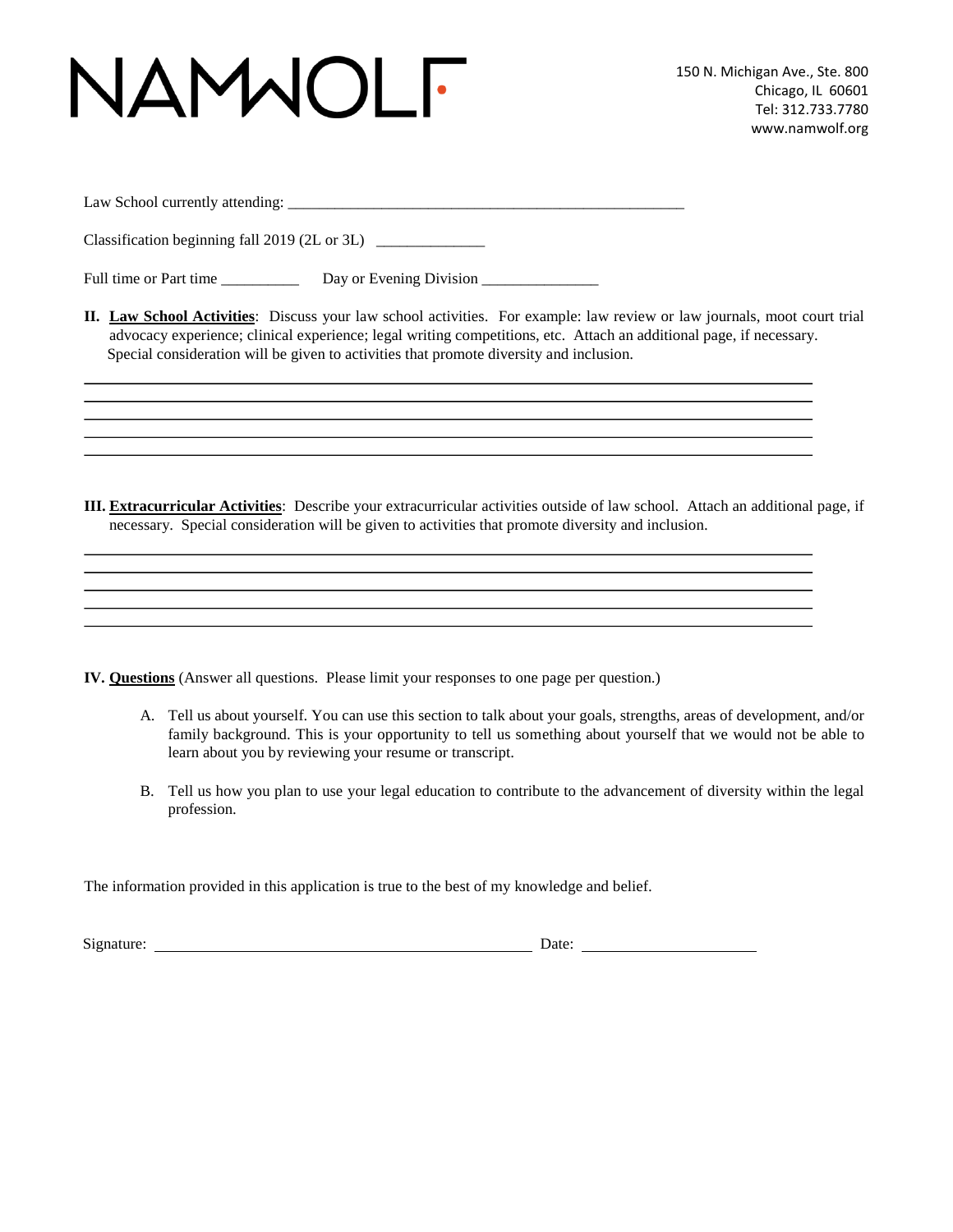# NAMWOLF

150 N. Michigan Ave., Ste. 800
Chicago, IL 60601
Tel: 312.733.7780
www.namwolf.org

Law School currently attending: ____________________________________________________

Classification beginning fall 2019 (2L or 3L) _____________

Full time or Part time __________ Day or Evening Division ______________

**II. <u>Law School Activities</u>**: Discuss your law school activities. For example: law review or law journals, moot court trial advocacy experience; clinical experience; legal writing competitions, etc. Attach an additional page, if necessary. Special consideration will be given to activities that promote diversity and inclusion.

________________________________________________________________________________
________________________________________________________________________________
________________________________________________________________________________
________________________________________________________________________________
________________________________________________________________________________

**III. <u>Extracurricular Activities</u>**: Describe your extracurricular activities outside of law school. Attach an additional page, if necessary. Special consideration will be given to activities that promote diversity and inclusion.

________________________________________________________________________________
________________________________________________________________________________
________________________________________________________________________________
________________________________________________________________________________
________________________________________________________________________________

**IV. <u>Questions</u>** (Answer all questions. Please limit your responses to one page per question.)

A. Tell us about yourself. You can use this section to talk about your goals, strengths, areas of development, and/or family background. This is your opportunity to tell us something about yourself that we would not be able to learn about you by reviewing your resume or transcript.

B. Tell us how you plan to use your legal education to contribute to the advancement of diversity within the legal profession.

The information provided in this application is true to the best of my knowledge and belief.

Signature: ______________________________________ Date: ____________________